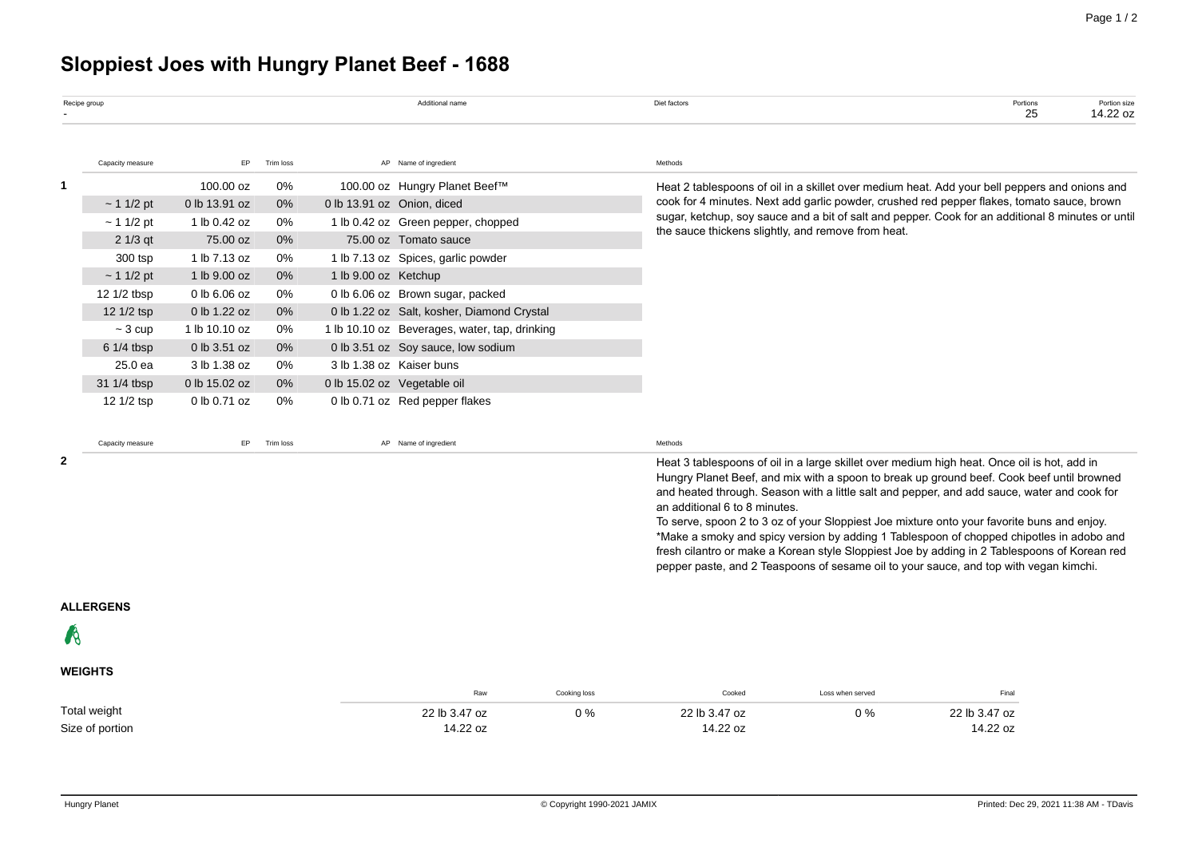# Sloppiest Joes with Hungry Planet Beef - 1688

| Recipe group | Additional name | Diet factors | Portions | Portion size |
|---|---|---|---|---|
| - | | | 25 | 14.22 oz |

**1**

| Capacity measure | EP | Trim loss | AP | Name of ingredient |
|---|---|---|---|---|
| | 100.00 oz | 0% | 100.00 oz | Hungry Planet Beef™ |
| ~ 1 1/2 pt | 0 lb 13.91 oz | 0% | 0 lb 13.91 oz | Onion, diced |
| ~ 1 1/2 pt | 1 lb 0.42 oz | 0% | 1 lb 0.42 oz | Green pepper, chopped |
| 2 1/3 qt | 75.00 oz | 0% | 75.00 oz | Tomato sauce |
| 300 tsp | 1 lb 7.13 oz | 0% | 1 lb 7.13 oz | Spices, garlic powder |
| ~ 1 1/2 pt | 1 lb 9.00 oz | 0% | 1 lb 9.00 oz | Ketchup |
| 12 1/2 tbsp | 0 lb 6.06 oz | 0% | 0 lb 6.06 oz | Brown sugar, packed |
| 12 1/2 tsp | 0 lb 1.22 oz | 0% | 0 lb 1.22 oz | Salt, kosher, Diamond Crystal |
| ~ 3 cup | 1 lb 10.10 oz | 0% | 1 lb 10.10 oz | Beverages, water, tap, drinking |
| 6 1/4 tbsp | 0 lb 3.51 oz | 0% | 0 lb 3.51 oz | Soy sauce, low sodium |
| 25.0 ea | 3 lb 1.38 oz | 0% | 3 lb 1.38 oz | Kaiser buns |
| 31 1/4 tbsp | 0 lb 15.02 oz | 0% | 0 lb 15.02 oz | Vegetable oil |
| 12 1/2 tsp | 0 lb 0.71 oz | 0% | 0 lb 0.71 oz | Red pepper flakes |

**Methods**

Heat 2 tablespoons of oil in a skillet over medium heat. Add your bell peppers and onions and cook for 4 minutes. Next add garlic powder, crushed red pepper flakes, tomato sauce, brown sugar, ketchup, soy sauce and a bit of salt and pepper. Cook for an additional 8 minutes or until the sauce thickens slightly, and remove from heat.

**2**

| Capacity measure | EP | Trim loss | AP | Name of ingredient |
|---|---|---|---|---|

**Methods**

Heat 3 tablespoons of oil in a large skillet over medium high heat. Once oil is hot, add in Hungry Planet Beef, and mix with a spoon to break up ground beef. Cook beef until browned and heated through. Season with a little salt and pepper, and add sauce, water and cook for an additional 6 to 8 minutes.

To serve, spoon 2 to 3 oz of your Sloppiest Joe mixture onto your favorite buns and enjoy.

*Make a smoky and spicy version by adding 1 Tablespoon of chopped chipotles in adobo and fresh cilantro or make a Korean style Sloppiest Joe by adding in 2 Tablespoons of Korean red pepper paste, and 2 Teaspoons of sesame oil to your sauce, and top with vegan kimchi.

## ALLERGENS

## WEIGHTS

| | Raw | Cooking loss | Cooked | Loss when served | Final |
|---|---|---|---|---|---|
| Total weight | 22 lb 3.47 oz | 0 % | 22 lb 3.47 oz | 0 % | 22 lb 3.47 oz |
| Size of portion | 14.22 oz | | 14.22 oz | | 14.22 oz |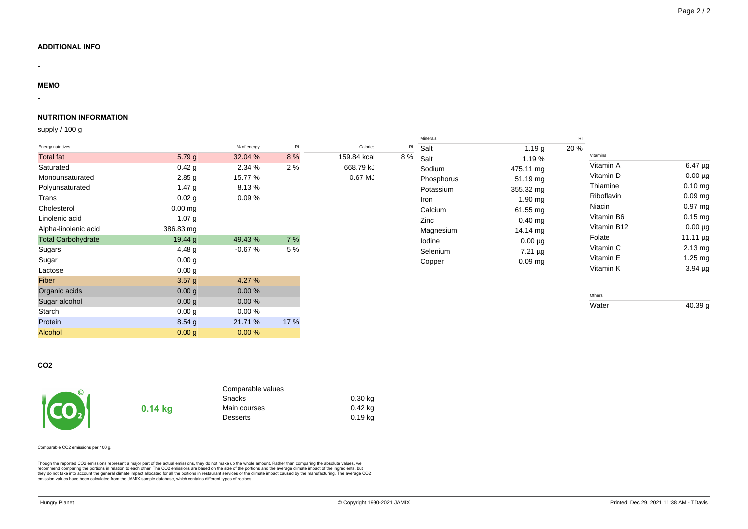#### ADDITIONAL INFO

-

#### MEMO

-

#### NUTRITION INFORMATION

supply / 100 g

| Energy nutritives | | % of energy | RI |
|---|---|---|---|
| Total fat | 5.79 g | 32.04 % | 8 % |
| Saturated | 0.42 g | 2.34 % | 2 % |
| Monounsaturated | 2.85 g | 15.77 % | |
| Polyunsaturated | 1.47 g | 8.13 % | |
| Trans | 0.02 g | 0.09 % | |
| Cholesterol | 0.00 mg | | |
| Linolenic acid | 1.07 g | | |
| Alpha-linolenic acid | 386.83 mg | | |
| Total Carbohydrate | 19.44 g | 49.43 % | 7 % |
| Sugars | 4.48 g | -0.67 % | 5 % |
| Sugar | 0.00 g | | |
| Lactose | 0.00 g | | |
| Fiber | 3.57 g | 4.27 % | |
| Organic acids | 0.00 g | 0.00 % | |
| Sugar alcohol | 0.00 g | 0.00 % | |
| Starch | 0.00 g | 0.00 % | |
| Protein | 8.54 g | 21.71 % | 17 % |
| Alcohol | 0.00 g | 0.00 % | |

| Calories | RI |
|---|---|
| 159.84 kcal | 8 % |
| 668.79 kJ | |
| 0.67 MJ | |

| Minerals | | RI |
|---|---|---|
| Salt | 1.19 g | 20 % |
| Salt | 1.19 % | |
| Sodium | 475.11 mg | |
| Phosphorus | 51.19 mg | |
| Potassium | 355.32 mg | |
| Iron | 1.90 mg | |
| Calcium | 61.55 mg | |
| Zinc | 0.40 mg | |
| Magnesium | 14.14 mg | |
| Iodine | 0.00 µg | |
| Selenium | 7.21 µg | |
| Copper | 0.09 mg | |

| Vitamins | |
|---|---|
| Vitamin A | 6.47 µg |
| Vitamin D | 0.00 µg |
| Thiamine | 0.10 mg |
| Riboflavin | 0.09 mg |
| Niacin | 0.97 mg |
| Vitamin B6 | 0.15 mg |
| Vitamin B12 | 0.00 µg |
| Folate | 11.11 µg |
| Vitamin C | 2.13 mg |
| Vitamin E | 1.25 mg |
| Vitamin K | 3.94 µg |

| Others | |
|---|---|
| Water | 40.39 g |

#### $CO_2$

**0.14 kg**

| Comparable values | |
|---|---|
| Snacks | 0.30 kg |
| Main courses | 0.42 kg |
| Desserts | 0.19 kg |

Comparable CO2 emissions per 100 g.

Though the reported CO2 emissions represent a major part of the actual emissions, they do not make up the whole amount. Rather than comparing the absolute values, we recommend comparing the portions in relation to each other. The CO2 emissions are based on the size of the portions and the average climate impact of the ingredients, but they do not take into account the general climate impact allocated for all the portions in restaurant services or the climate impact caused by the manufacturing. The average CO2 emission values have been calculated from the JAMIX sample database, which contains different types of recipes.